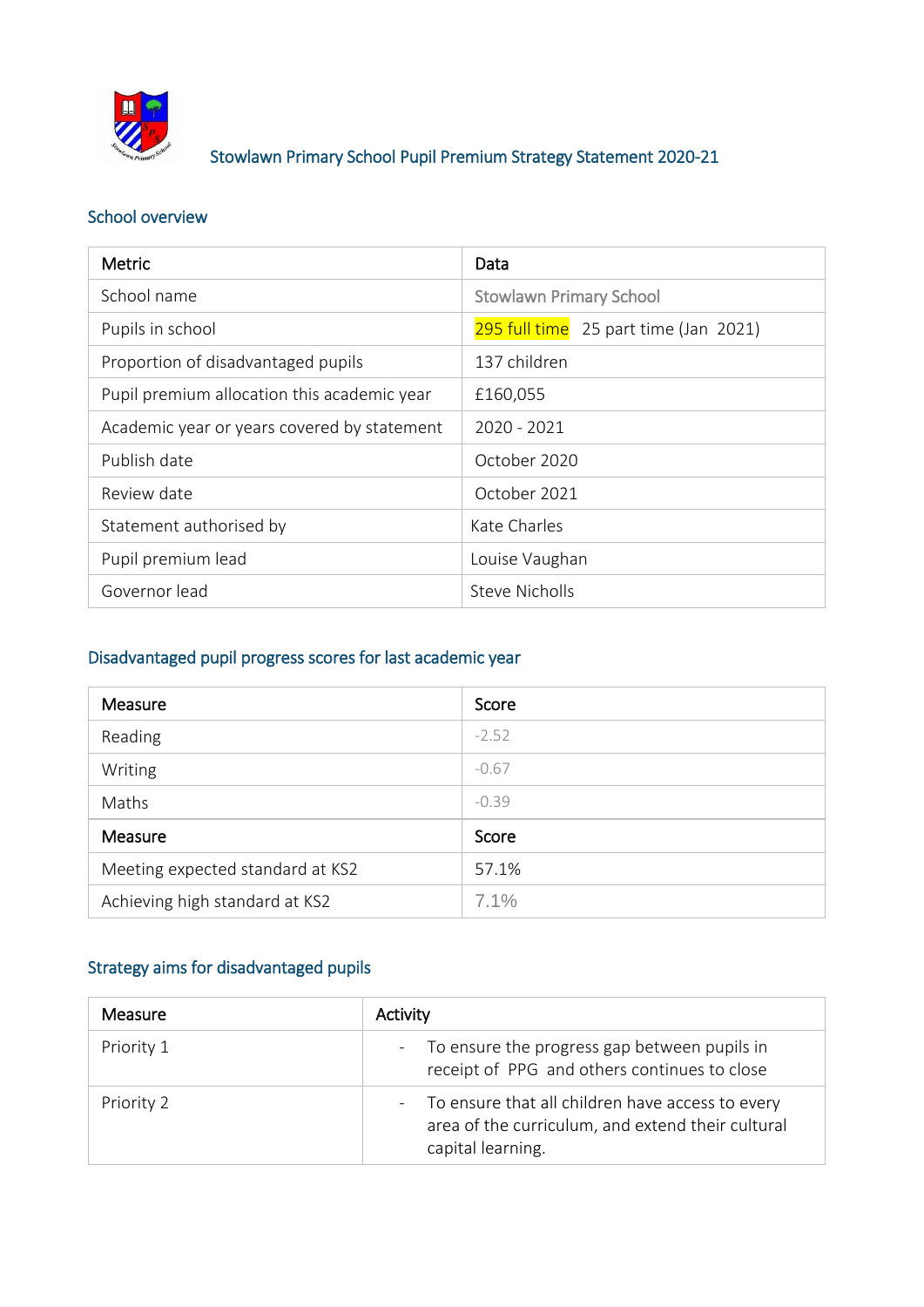# Stowlawn Primary School Pupil Premium Strategy Statement 2020-21

## School overview

| Metric | Data |
|---|---|
| School name | Stowlawn Primary School |
| Pupils in school | 295 full time 25 part time (Jan 2021) |
| Proportion of disadvantaged pupils | 137 children |
| Pupil premium allocation this academic year | £160,055 |
| Academic year or years covered by statement | 2020 - 2021 |
| Publish date | October 2020 |
| Review date | October 2021 |
| Statement authorised by | Kate Charles |
| Pupil premium lead | Louise Vaughan |
| Governor lead | Steve Nicholls |

## Disadvantaged pupil progress scores for last academic year

| Measure | Score |
|---|---|
| Reading | -2.52 |
| Writing | -0.67 |
| Maths | -0.39 |
| **Measure** | **Score** |
| Meeting expected standard at KS2 | 57.1% |
| Achieving high standard at KS2 | 7.1% |

## Strategy aims for disadvantaged pupils

| Measure | Activity |
|---|---|
| Priority 1 | - To ensure the progress gap between pupils in receipt of PPG and others continues to close |
| Priority 2 | - To ensure that all children have access to every area of the curriculum, and extend their cultural capital learning. |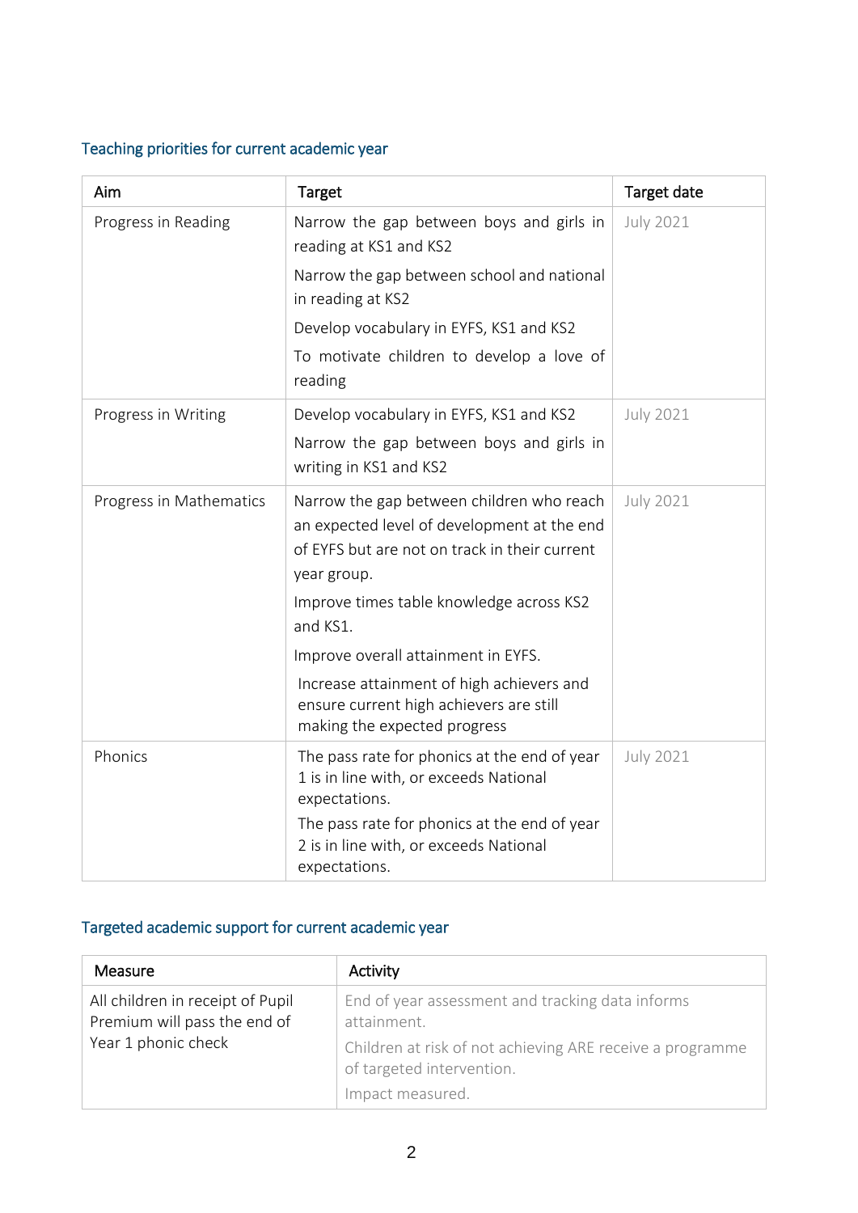## Teaching priorities for current academic year

| Aim | Target | Target date |
|---|---|---|
| Progress in Reading | Narrow the gap between boys and girls in reading at KS1 and KS2<br>Narrow the gap between school and national in reading at KS2<br>Develop vocabulary in EYFS, KS1 and KS2<br>To motivate children to develop a love of reading | July 2021 |
| Progress in Writing | Develop vocabulary in EYFS, KS1 and KS2<br>Narrow the gap between boys and girls in writing in KS1 and KS2 | July 2021 |
| Progress in Mathematics | Narrow the gap between children who reach an expected level of development at the end of EYFS but are not on track in their current year group.<br>Improve times table knowledge across KS2 and KS1.<br>Improve overall attainment in EYFS.<br>Increase attainment of high achievers and ensure current high achievers are still making the expected progress | July 2021 |
| Phonics | The pass rate for phonics at the end of year 1 is in line with, or exceeds National expectations.<br>The pass rate for phonics at the end of year 2 is in line with, or exceeds National expectations. | July 2021 |

## Targeted academic support for current academic year

| Measure | Activity |
|---|---|
| All children in receipt of Pupil Premium will pass the end of Year 1 phonic check | End of year assessment and tracking data informs attainment.<br>Children at risk of not achieving ARE receive a programme of targeted intervention.<br>Impact measured. |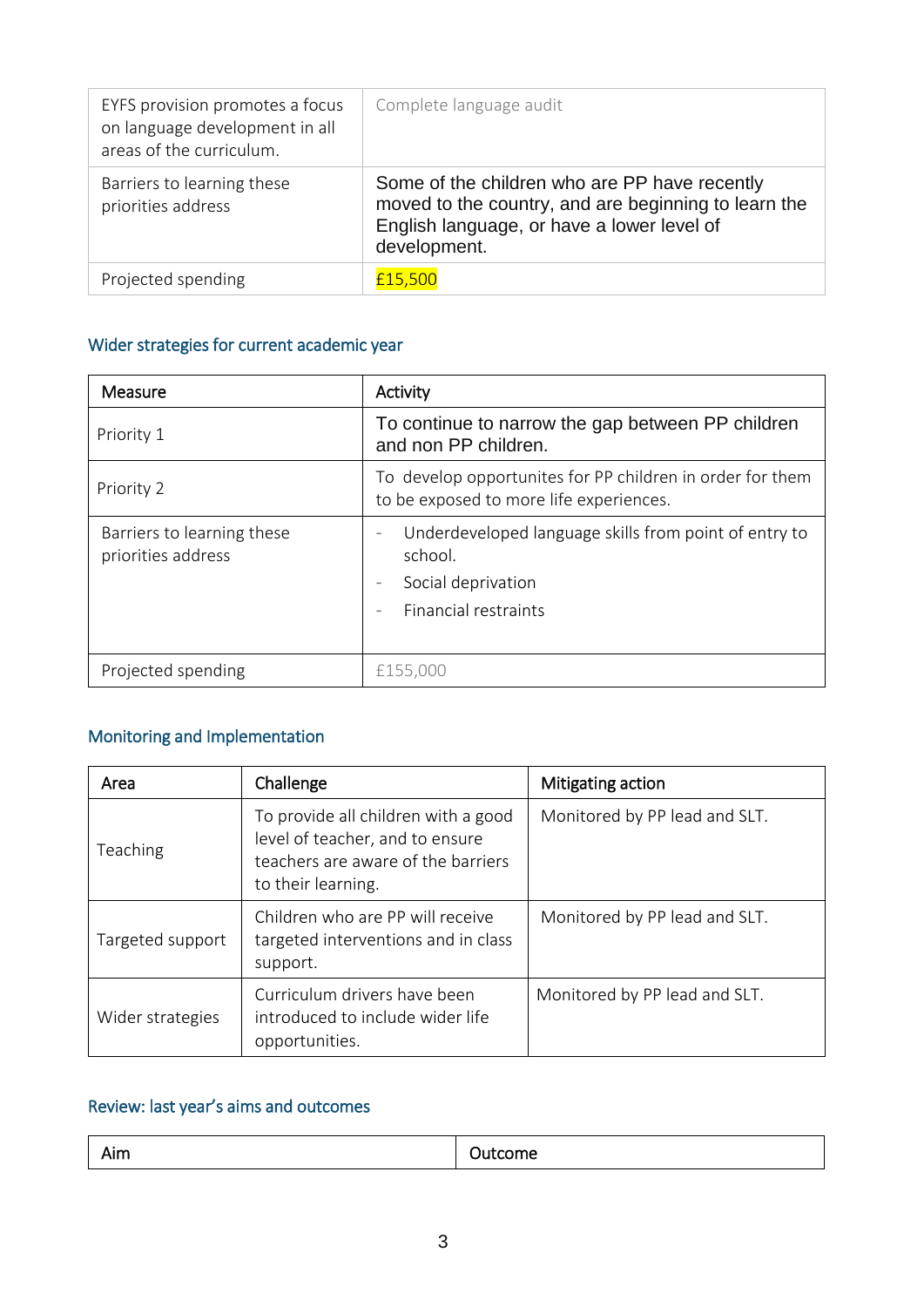| EYFS provision promotes a focus on language development in all areas of the curriculum. | Complete language audit |
|---|---|
| Barriers to learning these priorities address | Some of the children who are PP have recently moved to the country, and are beginning to learn the English language, or have a lower level of development. |
| Projected spending | £15,500 |

## Wider strategies for current academic year

| Measure | Activity |
|---|---|
| Priority 1 | To continue to narrow the gap between PP children and non PP children. |
| Priority 2 | To develop opportunites for PP children in order for them to be exposed to more life experiences. |
| Barriers to learning these priorities address | - Underdeveloped language skills from point of entry to school.<br>- Social deprivation<br>- Financial restraints |
| Projected spending | £155,000 |

## Monitoring and Implementation

| Area | Challenge | Mitigating action |
|---|---|---|
| Teaching | To provide all children with a good level of teacher, and to ensure teachers are aware of the barriers to their learning. | Monitored by PP lead and SLT. |
| Targeted support | Children who are PP will receive targeted interventions and in class support. | Monitored by PP lead and SLT. |
| Wider strategies | Curriculum drivers have been introduced to include wider life opportunities. | Monitored by PP lead and SLT. |

## Review: last year's aims and outcomes

| Aim | Outcome |
|---|---|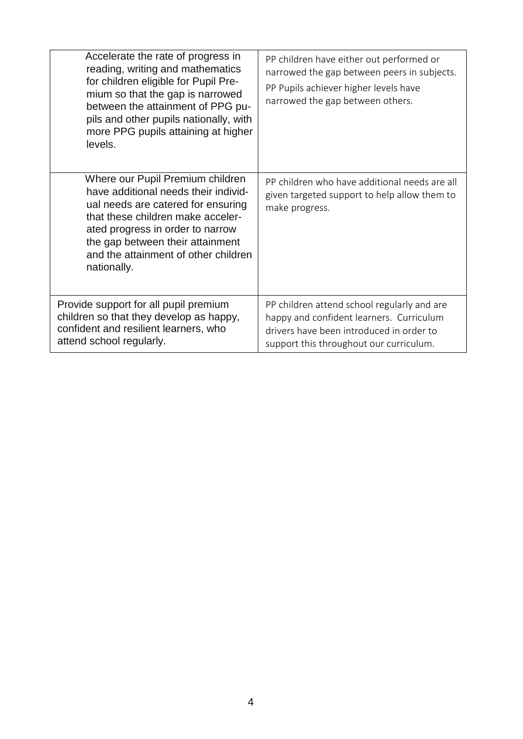| | |
|---|---|
| Accelerate the rate of progress in reading, writing and mathematics for children eligible for Pupil Premium so that the gap is narrowed between the attainment of PPG pupils and other pupils nationally, with more PPG pupils attaining at higher levels. | PP children have either out performed or narrowed the gap between peers in subjects. PP Pupils achiever higher levels have narrowed the gap between others. |
| Where our Pupil Premium children have additional needs their individual needs are catered for ensuring that these children make accelerated progress in order to narrow the gap between their attainment and the attainment of other children nationally. | PP children who have additional needs are all given targeted support to help allow them to make progress. |
| Provide support for all pupil premium children so that they develop as happy, confident and resilient learners, who attend school regularly. | PP children attend school regularly and are happy and confident learners. Curriculum drivers have been introduced in order to support this throughout our curriculum. |